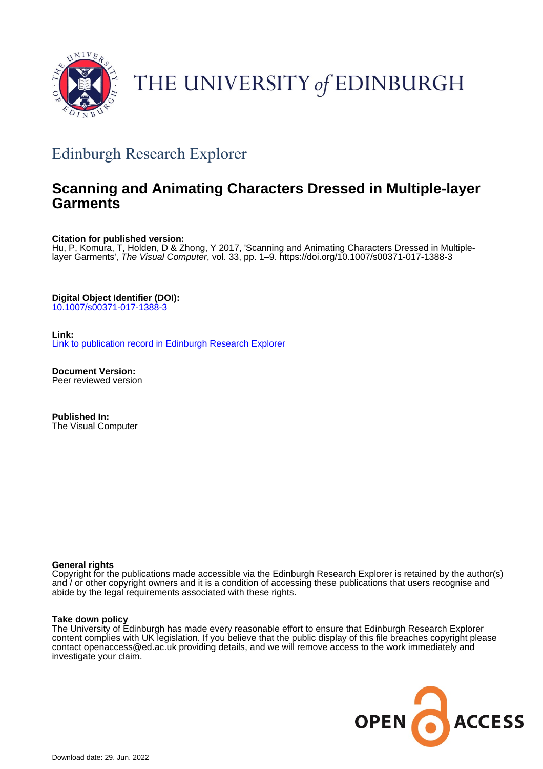THE UNIVERSITY of EDINBURGH

## Edinburgh Research Explorer

# Scanning and Animating Characters Dressed in Multiple-layer Garments

**Citation for published version:**
Hu, P, Komura, T, Holden, D & Zhong, Y 2017, 'Scanning and Animating Characters Dressed in Multiple-layer Garments', *The Visual Computer*, vol. 33, pp. 1–9. https://doi.org/10.1007/s00371-017-1388-3

**Digital Object Identifier (DOI):**
10.1007/s00371-017-1388-3

**Link:**
Link to publication record in Edinburgh Research Explorer

**Document Version:**
Peer reviewed version

**Published In:**
The Visual Computer

**General rights**
Copyright for the publications made accessible via the Edinburgh Research Explorer is retained by the author(s) and / or other copyright owners and it is a condition of accessing these publications that users recognise and abide by the legal requirements associated with these rights.

**Take down policy**
The University of Edinburgh has made every reasonable effort to ensure that Edinburgh Research Explorer content complies with UK legislation. If you believe that the public display of this file breaches copyright please contact openaccess@ed.ac.uk providing details, and we will remove access to the work immediately and investigate your claim.

OPEN ACCESS

Download date: 29. Jun. 2022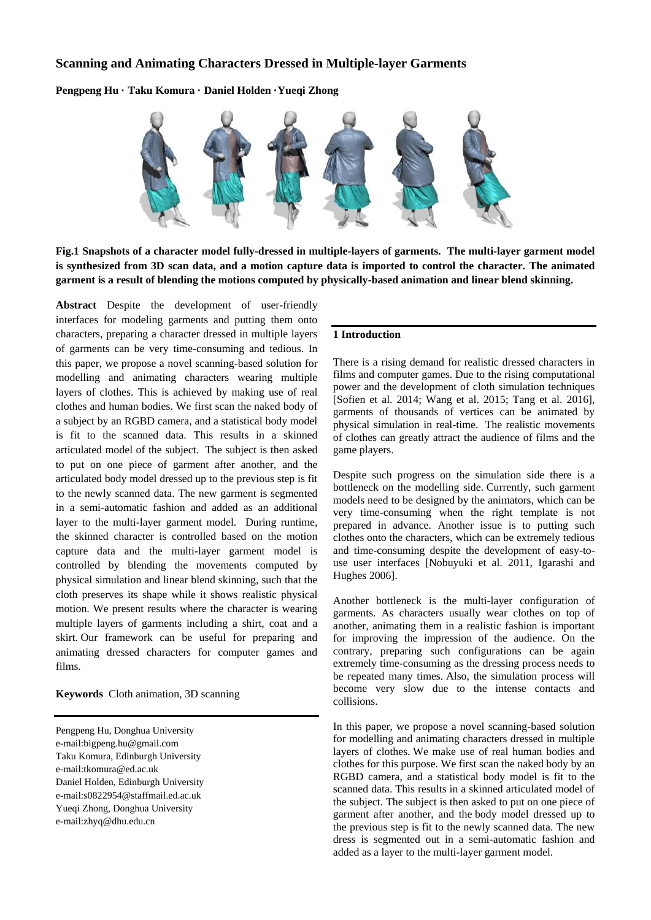# Scanning and Animating Characters Dressed in Multiple-layer Garments

**Pengpeng Hu · Taku Komura · Daniel Holden ·Yueqi Zhong**

**Fig.1 Snapshots of a character model fully-dressed in multiple-layers of garments. The multi-layer garment model is synthesized from 3D scan data, and a motion capture data is imported to control the character. The animated garment is a result of blending the motions computed by physically-based animation and linear blend skinning.**

**Abstract** Despite the development of user-friendly interfaces for modeling garments and putting them onto characters, preparing a character dressed in multiple layers of garments can be very time-consuming and tedious. In this paper, we propose a novel scanning-based solution for modelling and animating characters wearing multiple layers of clothes. This is achieved by making use of real clothes and human bodies. We first scan the naked body of a subject by an RGBD camera, and a statistical body model is fit to the scanned data. This results in a skinned articulated model of the subject. The subject is then asked to put on one piece of garment after another, and the articulated body model dressed up to the previous step is fit to the newly scanned data. The new garment is segmented in a semi-automatic fashion and added as an additional layer to the multi-layer garment model. During runtime, the skinned character is controlled based on the motion capture data and the multi-layer garment model is controlled by blending the movements computed by physical simulation and linear blend skinning, such that the cloth preserves its shape while it shows realistic physical motion. We present results where the character is wearing multiple layers of garments including a shirt, coat and a skirt. Our framework can be useful for preparing and animating dressed characters for computer games and films.

**Keywords** Cloth animation, 3D scanning

Pengpeng Hu, Donghua University
e-mail:bigpeng.hu@gmail.com
Taku Komura, Edinburgh University
e-mail:tkomura@ed.ac.uk
Daniel Holden, Edinburgh University
e-mail:s0822954@staffmail.ed.ac.uk
Yueqi Zhong, Donghua University
e-mail:zhyq@dhu.edu.cn

## 1 Introduction

There is a rising demand for realistic dressed characters in films and computer games. Due to the rising computational power and the development of cloth simulation techniques [Sofien et al. 2014; Wang et al. 2015; Tang et al. 2016], garments of thousands of vertices can be animated by physical simulation in real-time. The realistic movements of clothes can greatly attract the audience of films and the game players.

Despite such progress on the simulation side there is a bottleneck on the modelling side. Currently, such garment models need to be designed by the animators, which can be very time-consuming when the right template is not prepared in advance. Another issue is to putting such clothes onto the characters, which can be extremely tedious and time-consuming despite the development of easy-to-use user interfaces [Nobuyuki et al. 2011, Igarashi and Hughes 2006].

Another bottleneck is the multi-layer configuration of garments. As characters usually wear clothes on top of another, animating them in a realistic fashion is important for improving the impression of the audience. On the contrary, preparing such configurations can be again extremely time-consuming as the dressing process needs to be repeated many times. Also, the simulation process will become very slow due to the intense contacts and collisions.

In this paper, we propose a novel scanning-based solution for modelling and animating characters dressed in multiple layers of clothes. We make use of real human bodies and clothes for this purpose. We first scan the naked body by an RGBD camera, and a statistical body model is fit to the scanned data. This results in a skinned articulated model of the subject. The subject is then asked to put on one piece of garment after another, and the body model dressed up to the previous step is fit to the newly scanned data. The new dress is segmented out in a semi-automatic fashion and added as a layer to the multi-layer garment model.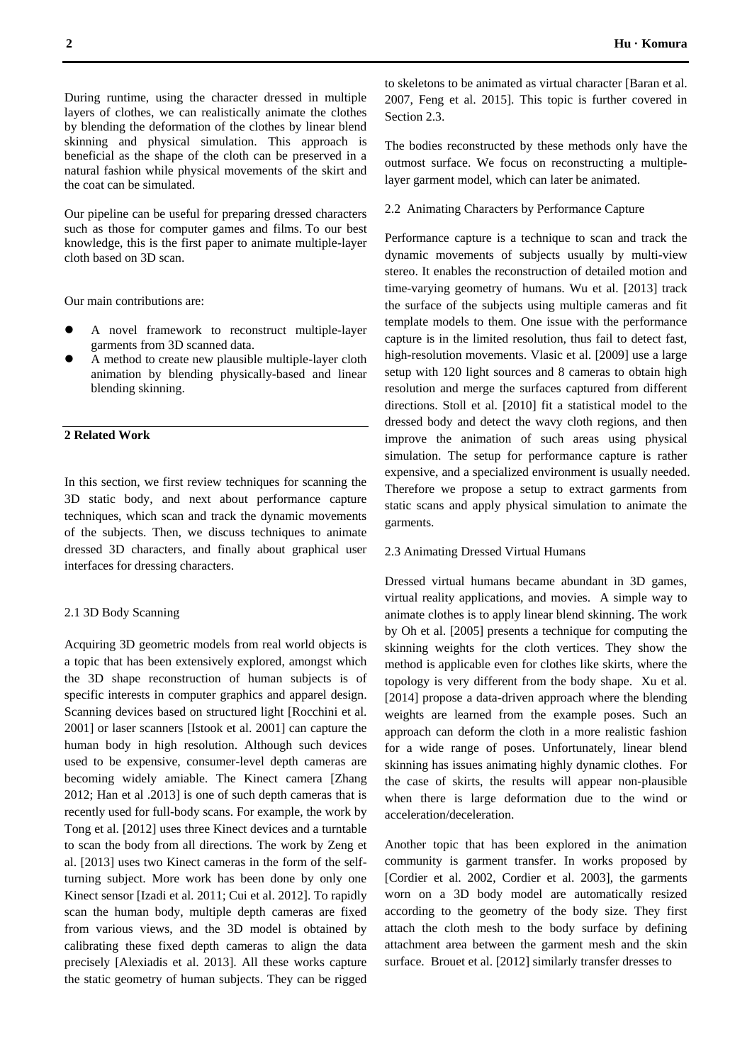During runtime, using the character dressed in multiple layers of clothes, we can realistically animate the clothes by blending the deformation of the clothes by linear blend skinning and physical simulation. This approach is beneficial as the shape of the cloth can be preserved in a natural fashion while physical movements of the skirt and the coat can be simulated.

Our pipeline can be useful for preparing dressed characters such as those for computer games and films. To our best knowledge, this is the first paper to animate multiple-layer cloth based on 3D scan.

Our main contributions are:

- A novel framework to reconstruct multiple-layer garments from 3D scanned data.
- A method to create new plausible multiple-layer cloth animation by blending physically-based and linear blending skinning.

## 2 Related Work

In this section, we first review techniques for scanning the 3D static body, and next about performance capture techniques, which scan and track the dynamic movements of the subjects. Then, we discuss techniques to animate dressed 3D characters, and finally about graphical user interfaces for dressing characters.

### 2.1 3D Body Scanning

Acquiring 3D geometric models from real world objects is a topic that has been extensively explored, amongst which the 3D shape reconstruction of human subjects is of specific interests in computer graphics and apparel design. Scanning devices based on structured light [Rocchini et al. 2001] or laser scanners [Istook et al. 2001] can capture the human body in high resolution. Although such devices used to be expensive, consumer-level depth cameras are becoming widely amiable. The Kinect camera [Zhang 2012; Han et al .2013] is one of such depth cameras that is recently used for full-body scans. For example, the work by Tong et al. [2012] uses three Kinect devices and a turntable to scan the body from all directions. The work by Zeng et al. [2013] uses two Kinect cameras in the form of the self-turning subject. More work has been done by only one Kinect sensor [Izadi et al. 2011; Cui et al. 2012]. To rapidly scan the human body, multiple depth cameras are fixed from various views, and the 3D model is obtained by calibrating these fixed depth cameras to align the data precisely [Alexiadis et al. 2013]. All these works capture the static geometry of human subjects. They can be rigged to skeletons to be animated as virtual character [Baran et al. 2007, Feng et al. 2015]. This topic is further covered in Section 2.3.

The bodies reconstructed by these methods only have the outmost surface. We focus on reconstructing a multiple-layer garment model, which can later be animated.

### 2.2 Animating Characters by Performance Capture

Performance capture is a technique to scan and track the dynamic movements of subjects usually by multi-view stereo. It enables the reconstruction of detailed motion and time-varying geometry of humans. Wu et al. [2013] track the surface of the subjects using multiple cameras and fit template models to them. One issue with the performance capture is in the limited resolution, thus fail to detect fast, high-resolution movements. Vlasic et al. [2009] use a large setup with 120 light sources and 8 cameras to obtain high resolution and merge the surfaces captured from different directions. Stoll et al. [2010] fit a statistical model to the dressed body and detect the wavy cloth regions, and then improve the animation of such areas using physical simulation. The setup for performance capture is rather expensive, and a specialized environment is usually needed. Therefore we propose a setup to extract garments from static scans and apply physical simulation to animate the garments.

### 2.3 Animating Dressed Virtual Humans

Dressed virtual humans became abundant in 3D games, virtual reality applications, and movies. A simple way to animate clothes is to apply linear blend skinning. The work by Oh et al. [2005] presents a technique for computing the skinning weights for the cloth vertices. They show the method is applicable even for clothes like skirts, where the topology is very different from the body shape. Xu et al. [2014] propose a data-driven approach where the blending weights are learned from the example poses. Such an approach can deform the cloth in a more realistic fashion for a wide range of poses. Unfortunately, linear blend skinning has issues animating highly dynamic clothes. For the case of skirts, the results will appear non-plausible when there is large deformation due to the wind or acceleration/deceleration.

Another topic that has been explored in the animation community is garment transfer. In works proposed by [Cordier et al. 2002, Cordier et al. 2003], the garments worn on a 3D body model are automatically resized according to the geometry of the body size. They first attach the cloth mesh to the body surface by defining attachment area between the garment mesh and the skin surface. Brouet et al. [2012] similarly transfer dresses to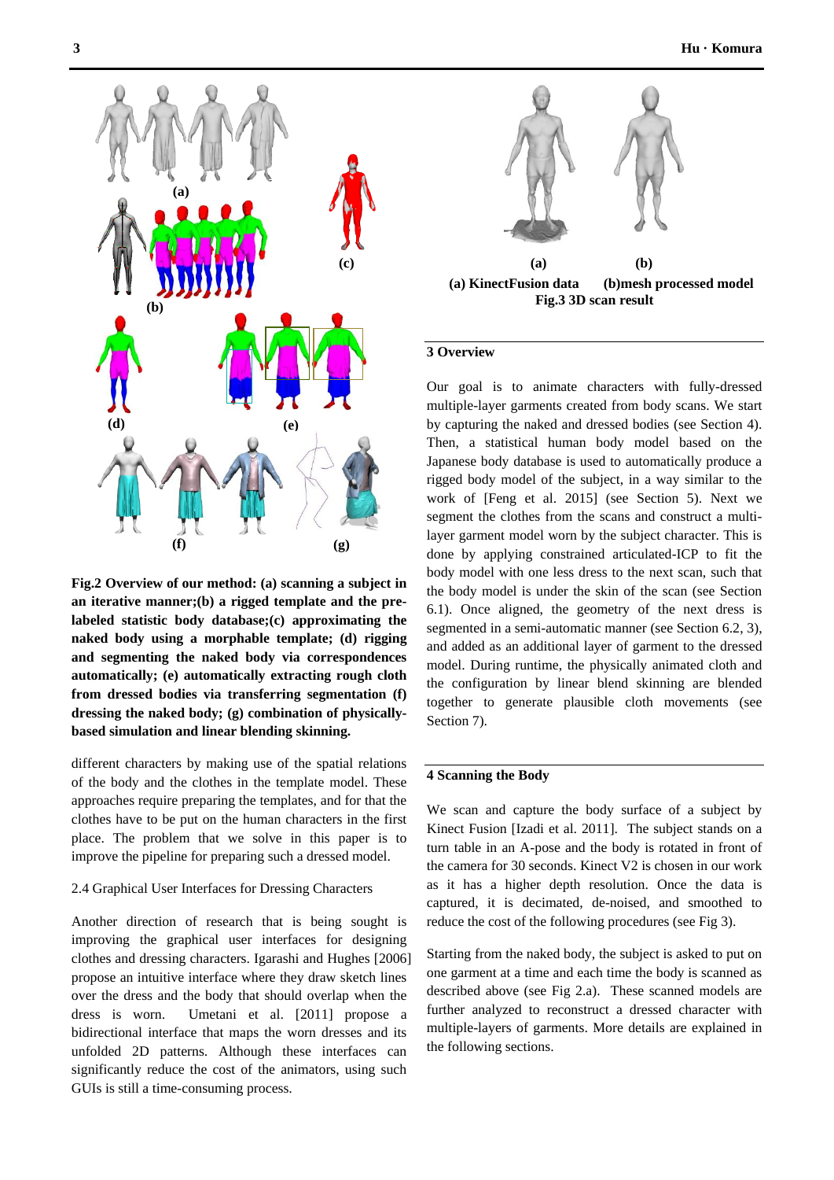**Fig.2 Overview of our method: (a) scanning a subject in an iterative manner;(b) a rigged template and the pre-labeled statistic body database;(c) approximating the naked body using a morphable template; (d) rigging and segmenting the naked body via correspondences automatically; (e) automatically extracting rough cloth from dressed bodies via transferring segmentation (f) dressing the naked body; (g) combination of physically-based simulation and linear blending skinning.**

different characters by making use of the spatial relations of the body and the clothes in the template model. These approaches require preparing the templates, and for that the clothes have to be put on the human characters in the first place. The problem that we solve in this paper is to improve the pipeline for preparing such a dressed model.

### 2.4 Graphical User Interfaces for Dressing Characters

Another direction of research that is being sought is improving the graphical user interfaces for designing clothes and dressing characters. Igarashi and Hughes [2006] propose an intuitive interface where they draw sketch lines over the dress and the body that should overlap when the dress is worn. Umetani et al. [2011] propose a bidirectional interface that maps the worn dresses and its unfolded 2D patterns. Although these interfaces can significantly reduce the cost of the animators, using such GUIs is still a time-consuming process.

**(a) KinectFusion data (b)mesh processed model**
**Fig.3 3D scan result**

## 3 Overview

Our goal is to animate characters with fully-dressed multiple-layer garments created from body scans. We start by capturing the naked and dressed bodies (see Section 4). Then, a statistical human body model based on the Japanese body database is used to automatically produce a rigged body model of the subject, in a way similar to the work of [Feng et al. 2015] (see Section 5). Next we segment the clothes from the scans and construct a multi-layer garment model worn by the subject character. This is done by applying constrained articulated-ICP to fit the body model with one less dress to the next scan, such that the body model is under the skin of the scan (see Section 6.1). Once aligned, the geometry of the next dress is segmented in a semi-automatic manner (see Section 6.2, 3), and added as an additional layer of garment to the dressed model. During runtime, the physically animated cloth and the configuration by linear blend skinning are blended together to generate plausible cloth movements (see Section 7).

## 4 Scanning the Body

We scan and capture the body surface of a subject by Kinect Fusion [Izadi et al. 2011]. The subject stands on a turn table in an A-pose and the body is rotated in front of the camera for 30 seconds. Kinect V2 is chosen in our work as it has a higher depth resolution. Once the data is captured, it is decimated, de-noised, and smoothed to reduce the cost of the following procedures (see Fig 3).

Starting from the naked body, the subject is asked to put on one garment at a time and each time the body is scanned as described above (see Fig 2.a). These scanned models are further analyzed to reconstruct a dressed character with multiple-layers of garments. More details are explained in the following sections.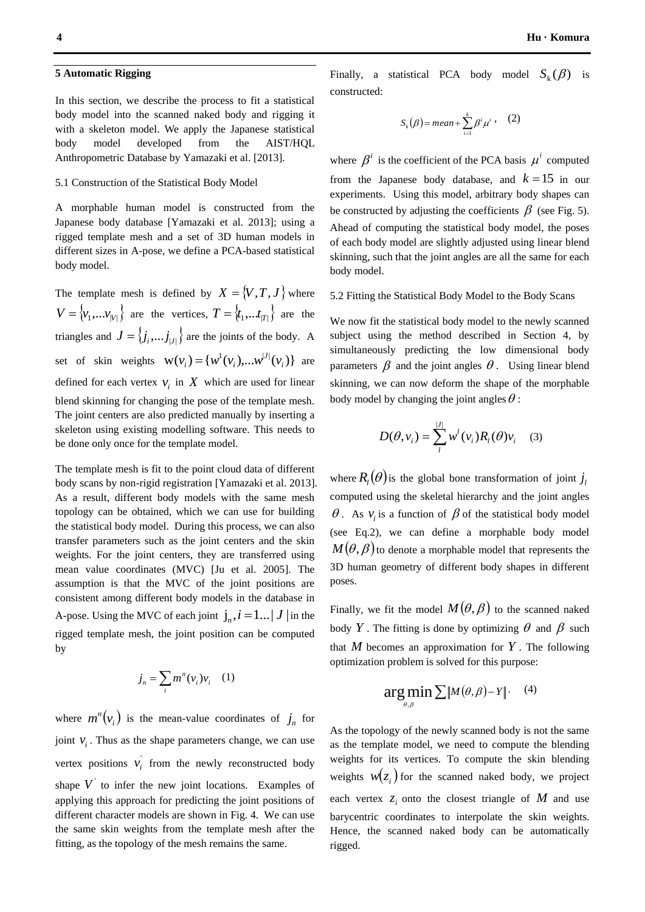## 5 Automatic Rigging

In this section, we describe the process to fit a statistical body model into the scanned naked body and rigging it with a skeleton model. We apply the Japanese statistical body model developed from the AIST/HQL Anthropometric Database by Yamazaki et al. [2013].

### 5.1 Construction of the Statistical Body Model

A morphable human model is constructed from the Japanese body database [Yamazaki et al. 2013]; using a rigged template mesh and a set of 3D human models in different sizes in A-pose, we define a PCA-based statistical body model.

The template mesh is defined by $X = \{V, T, J\}$ where $V = \{v_1, \dots v_{|V|}\}$ are the vertices, $T = \{t_1, \dots t_{|T|}\}$ are the triangles and $J = \{j_i, \dots j_{|J|}\}$ are the joints of the body. A set of skin weights $w(v_i) = \{w^1(v_i), \dots w^{|J|}(v_i)\}$ are defined for each vertex $v_i$ in $X$ which are used for linear blend skinning for changing the pose of the template mesh. The joint centers are also predicted manually by inserting a skeleton using existing modelling software. This needs to be done only once for the template model.

The template mesh is fit to the point cloud data of different body scans by non-rigid registration [Yamazaki et al. 2013]. As a result, different body models with the same mesh topology can be obtained, which we can use for building the statistical body model. During this process, we can also transfer parameters such as the joint centers and the skin weights. For the joint centers, they are transferred using mean value coordinates (MVC) [Ju et al. 2005]. The assumption is that the MVC of the joint positions are consistent among different body models in the database in A-pose. Using the MVC of each joint $j_n, i = 1 \dots |J|$ in the rigged template mesh, the joint position can be computed by

$$j_n = \sum_i m^n(v_i) v_i \quad (1)$$

where $m^n(v_i)$ is the mean-value coordinates of $j_n$ for joint $v_i$. Thus as the shape parameters change, we can use vertex positions $v_i^{'}$ from the newly reconstructed body shape $V^{'}$ to infer the new joint locations. Examples of applying this approach for predicting the joint positions of different character models are shown in Fig. 4. We can use the same skin weights from the template mesh after the fitting, as the topology of the mesh remains the same.

Finally, a statistical PCA body model $S_k(\beta)$ is constructed:

$$S_k(\beta) = mean + \sum_{i=1}^{k} \beta^i \mu^i \,, \quad (2)$$

where $\beta^i$ is the coefficient of the PCA basis $\mu^i$ computed from the Japanese body database, and $k = 15$ in our experiments. Using this model, arbitrary body shapes can be constructed by adjusting the coefficients $\beta$ (see Fig. 5). Ahead of computing the statistical body model, the poses of each body model are slightly adjusted using linear blend skinning, such that the joint angles are all the same for each body model.

### 5.2 Fitting the Statistical Body Model to the Body Scans

We now fit the statistical body model to the newly scanned subject using the method described in Section 4, by simultaneously predicting the low dimensional body parameters $\beta$ and the joint angles $\theta$. Using linear blend skinning, we can now deform the shape of the morphable body model by changing the joint angles $\theta$:

$$D(\theta, v_i) = \sum_{l}^{|J|} w^l(v_i) R_l(\theta) v_i \quad (3)$$

where $R_l(\theta)$ is the global bone transformation of joint $j_l$ computed using the skeletal hierarchy and the joint angles $\theta$. As $v_i$ is a function of $\beta$ of the statistical body model (see Eq.2), we can define a morphable body model $M(\theta, \beta)$ to denote a morphable model that represents the 3D human geometry of different body shapes in different poses.

Finally, we fit the model $M(\theta, \beta)$ to the scanned naked body $Y$. The fitting is done by optimizing $\theta$ and $\beta$ such that $M$ becomes an approximation for $Y$. The following optimization problem is solved for this purpose:

$$\arg\min_{\theta,\beta} \sum \| M(\theta, \beta) - Y \| \,. \quad (4)$$

As the topology of the newly scanned body is not the same as the template model, we need to compute the blending weights for its vertices. To compute the skin blending weights $w(z_i)$ for the scanned naked body, we project each vertex $z_i$ onto the closest triangle of $M$ and use barycentric coordinates to interpolate the skin weights. Hence, the scanned naked body can be automatically rigged.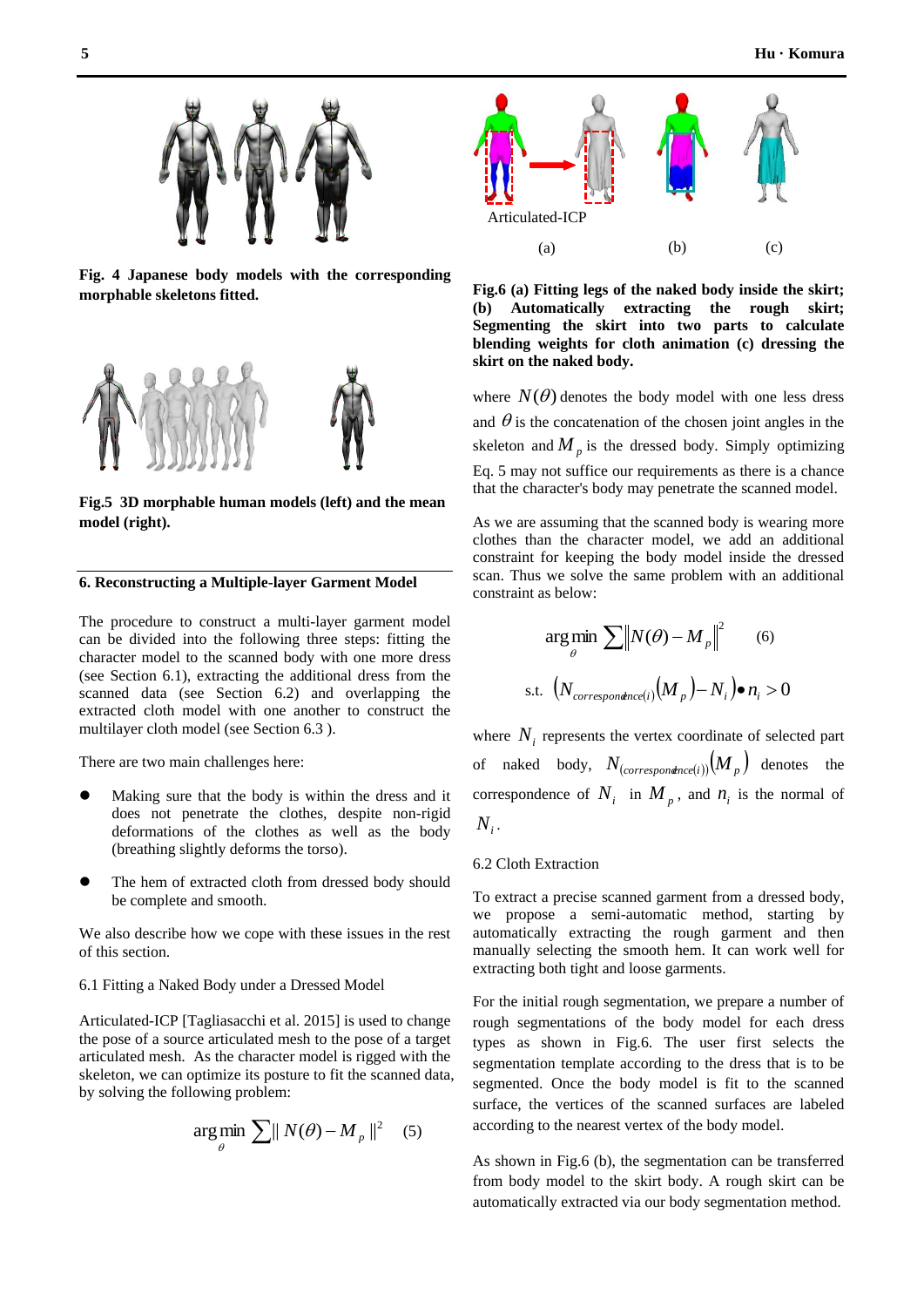**Fig. 4 Japanese body models with the corresponding morphable skeletons fitted.**

**Fig.5 3D morphable human models (left) and the mean model (right).**

## 6. Reconstructing a Multiple-layer Garment Model

The procedure to construct a multi-layer garment model can be divided into the following three steps: fitting the character model to the scanned body with one more dress (see Section 6.1), extracting the additional dress from the scanned data (see Section 6.2) and overlapping the extracted cloth model with one another to construct the multilayer cloth model (see Section 6.3 ).

There are two main challenges here:

- Making sure that the body is within the dress and it does not penetrate the clothes, despite non-rigid deformations of the clothes as well as the body (breathing slightly deforms the torso).
- The hem of extracted cloth from dressed body should be complete and smooth.

We also describe how we cope with these issues in the rest of this section.

### 6.1 Fitting a Naked Body under a Dressed Model

Articulated-ICP [Tagliasacchi et al. 2015] is used to change the pose of a source articulated mesh to the pose of a target articulated mesh. As the character model is rigged with the skeleton, we can optimize its posture to fit the scanned data, by solving the following problem:

$$\arg\min_{\theta} \sum \| N(\theta) - M_p \|^2 \quad (5)$$

Articulated-ICP

(a) (b) (c)

**Fig.6 (a) Fitting legs of the naked body inside the skirt; (b) Automatically extracting the rough skirt; Segmenting the skirt into two parts to calculate blending weights for cloth animation (c) dressing the skirt on the naked body.**

where $N(\theta)$ denotes the body model with one less dress and $\theta$ is the concatenation of the chosen joint angles in the skeleton and $M_p$ is the dressed body. Simply optimizing Eq. 5 may not suffice our requirements as there is a chance that the character's body may penetrate the scanned model.

As we are assuming that the scanned body is wearing more clothes than the character model, we add an additional constraint for keeping the body model inside the dressed scan. Thus we solve the same problem with an additional constraint as below:

$$\arg\min_{\theta} \sum \left\| N(\theta) - M_p \right\|^2 \quad (6)$$

$$\text{s.t. } \left( N_{correspondence(i)}\left(M_p\right) - N_i \right) \bullet n_i > 0$$

where $N_i$ represents the vertex coordinate of selected part of naked body, $N_{(correspondence(i))}\left(M_p\right)$ denotes the correspondence of $N_i$ in $M_p$, and $n_i$ is the normal of $N_i$.

### 6.2 Cloth Extraction

To extract a precise scanned garment from a dressed body, we propose a semi-automatic method, starting by automatically extracting the rough garment and then manually selecting the smooth hem. It can work well for extracting both tight and loose garments.

For the initial rough segmentation, we prepare a number of rough segmentations of the body model for each dress types as shown in Fig.6. The user first selects the segmentation template according to the dress that is to be segmented. Once the body model is fit to the scanned surface, the vertices of the scanned surfaces are labeled according to the nearest vertex of the body model.

As shown in Fig.6 (b), the segmentation can be transferred from body model to the skirt body. A rough skirt can be automatically extracted via our body segmentation method.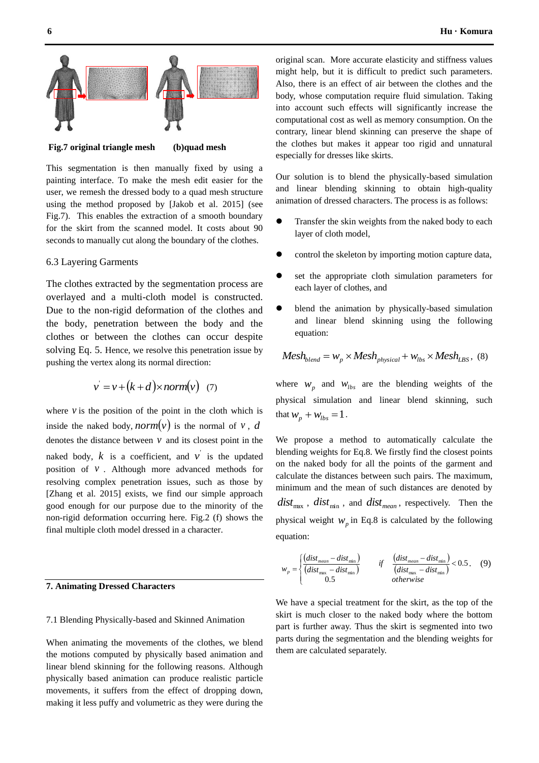**Fig.7 original triangle mesh (b)quad mesh**

This segmentation is then manually fixed by using a painting interface. To make the mesh edit easier for the user, we remesh the dressed body to a quad mesh structure using the method proposed by [Jakob et al. 2015] (see Fig.7). This enables the extraction of a smooth boundary for the skirt from the scanned model. It costs about 90 seconds to manually cut along the boundary of the clothes.

### 6.3 Layering Garments

The clothes extracted by the segmentation process are overlayed and a multi-cloth model is constructed. Due to the non-rigid deformation of the clothes and the body, penetration between the body and the clothes or between the clothes can occur despite solving Eq. 5. Hence, we resolve this penetration issue by pushing the vertex along its normal direction:

$$v' = v + (k + d) \times norm(v) \quad (7)$$

where $v$ is the position of the point in the cloth which is inside the naked body, $norm(v)$ is the normal of $v$, $d$ denotes the distance between $v$ and its closest point in the naked body, $k$ is a coefficient, and $v'$ is the updated position of $v$. Although more advanced methods for resolving complex penetration issues, such as those by [Zhang et al. 2015] exists, we find our simple approach good enough for our purpose due to the minority of the non-rigid deformation occurring here. Fig.2 (f) shows the final multiple cloth model dressed in a character.

## 7. Animating Dressed Characters

### 7.1 Blending Physically-based and Skinned Animation

When animating the movements of the clothes, we blend the motions computed by physically based animation and linear blend skinning for the following reasons. Although physically based animation can produce realistic particle movements, it suffers from the effect of dropping down, making it less puffy and volumetric as they were during the original scan. More accurate elasticity and stiffness values might help, but it is difficult to predict such parameters. Also, there is an effect of air between the clothes and the body, whose computation require fluid simulation. Taking into account such effects will significantly increase the computational cost as well as memory consumption. On the contrary, linear blend skinning can preserve the shape of the clothes but makes it appear too rigid and unnatural especially for dresses like skirts.

Our solution is to blend the physically-based simulation and linear blending skinning to obtain high-quality animation of dressed characters. The process is as follows:

- Transfer the skin weights from the naked body to each layer of cloth model,
- control the skeleton by importing motion capture data,
- set the appropriate cloth simulation parameters for each layer of clothes, and
- blend the animation by physically-based simulation and linear blend skinning using the following equation:

$$Mesh_{blend} = w_p \times Mesh_{physical} + w_{lbs} \times Mesh_{LBS}, \quad (8)$$

where $w_p$ and $w_{lbs}$ are the blending weights of the physical simulation and linear blend skinning, such that $w_p + w_{lbs} = 1$.

We propose a method to automatically calculate the blending weights for Eq.8. We firstly find the closest points on the naked body for all the points of the garment and calculate the distances between such pairs. The maximum, minimum and the mean of such distances are denoted by $dist_{max}$, $dist_{min}$, and $dist_{mean}$, respectively. Then the physical weight $w_p$ in Eq.8 is calculated by the following equation:

$$w_p = \begin{cases} \dfrac{(dist_{mean} - dist_{min})}{(dist_{max} - dist_{min})} & if \ \dfrac{(dist_{mean} - dist_{min})}{(dist_{max} - dist_{min})} < 0.5. \\ 0.5 & otherwise \end{cases} \quad (9)$$

We have a special treatment for the skirt, as the top of the skirt is much closer to the naked body where the bottom part is further away. Thus the skirt is segmented into two parts during the segmentation and the blending weights for them are calculated separately.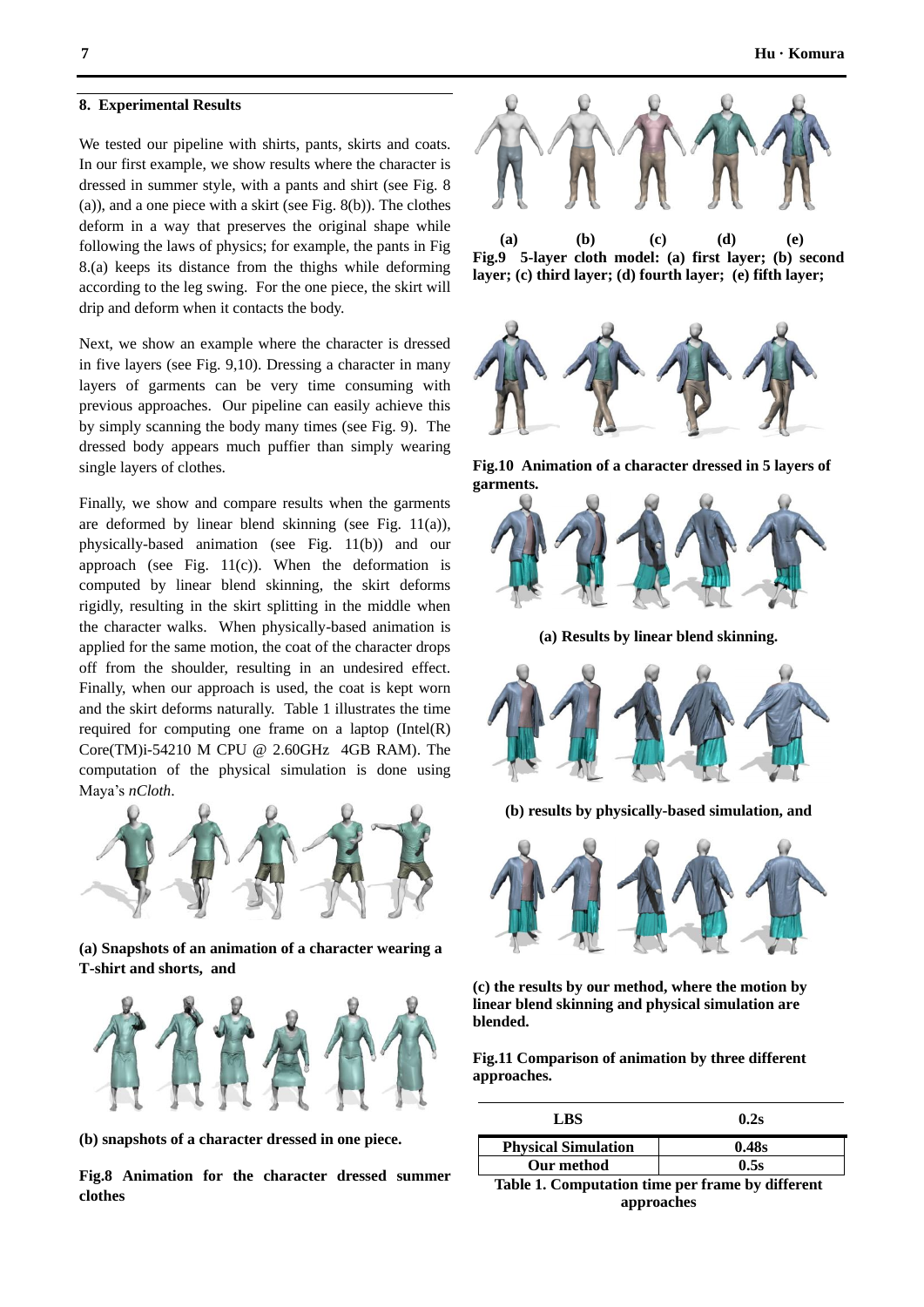## 8. Experimental Results

We tested our pipeline with shirts, pants, skirts and coats. In our first example, we show results where the character is dressed in summer style, with a pants and shirt (see Fig. 8 (a)), and a one piece with a skirt (see Fig. 8(b)). The clothes deform in a way that preserves the original shape while following the laws of physics; for example, the pants in Fig 8.(a) keeps its distance from the thighs while deforming according to the leg swing. For the one piece, the skirt will drip and deform when it contacts the body.

Next, we show an example where the character is dressed in five layers (see Fig. 9,10). Dressing a character in many layers of garments can be very time consuming with previous approaches. Our pipeline can easily achieve this by simply scanning the body many times (see Fig. 9). The dressed body appears much puffier than simply wearing single layers of clothes.

Finally, we show and compare results when the garments are deformed by linear blend skinning (see Fig. 11(a)), physically-based animation (see Fig. 11(b)) and our approach (see Fig. 11(c)). When the deformation is computed by linear blend skinning, the skirt deforms rigidly, resulting in the skirt splitting in the middle when the character walks. When physically-based animation is applied for the same motion, the coat of the character drops off from the shoulder, resulting in an undesired effect. Finally, when our approach is used, the coat is kept worn and the skirt deforms naturally. Table 1 illustrates the time required for computing one frame on a laptop (Intel(R) Core(TM)i-54210 M CPU @ 2.60GHz 4GB RAM). The computation of the physical simulation is done using Maya's *nCloth*.

**(a) Snapshots of an animation of a character wearing a T-shirt and shorts, and**

**(b) snapshots of a character dressed in one piece.**

**Fig.8 Animation for the character dressed summer clothes**

**(a) (b) (c) (d) (e)**

**Fig.9 5-layer cloth model: (a) first layer; (b) second layer; (c) third layer; (d) fourth layer; (e) fifth layer;**

**Fig.10 Animation of a character dressed in 5 layers of garments.**

**(a) Results by linear blend skinning.**

**(b) results by physically-based simulation, and**

**(c) the results by our method, where the motion by linear blend skinning and physical simulation are blended.**

**Fig.11 Comparison of animation by three different approaches.**

| LBS | 0.2s |
|---|---|
| Physical Simulation | 0.48s |
| Our method | 0.5s |

**Table 1. Computation time per frame by different approaches**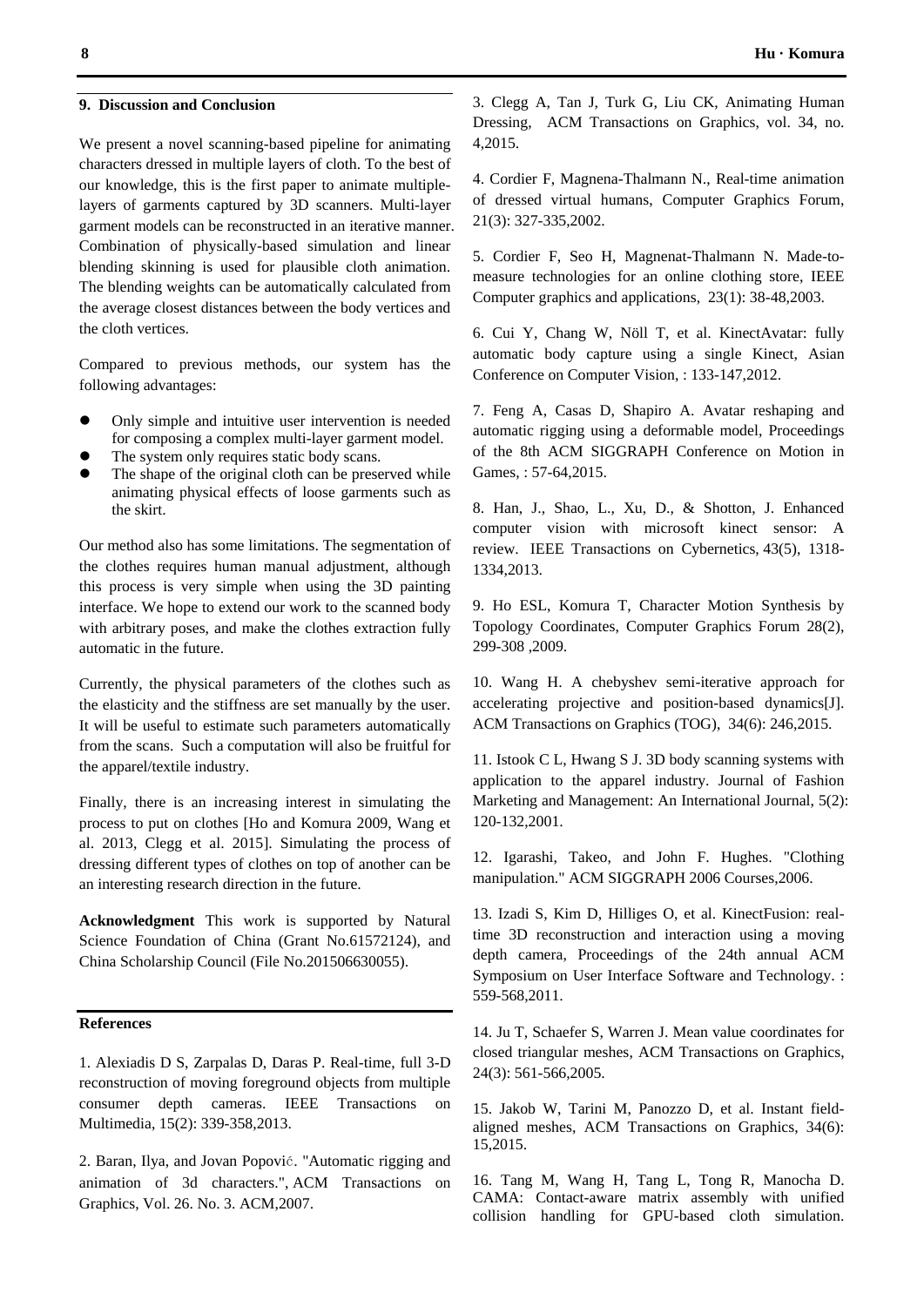## 9. Discussion and Conclusion

We present a novel scanning-based pipeline for animating characters dressed in multiple layers of cloth. To the best of our knowledge, this is the first paper to animate multiple-layers of garments captured by 3D scanners. Multi-layer garment models can be reconstructed in an iterative manner. Combination of physically-based simulation and linear blending skinning is used for plausible cloth animation. The blending weights can be automatically calculated from the average closest distances between the body vertices and the cloth vertices.

Compared to previous methods, our system has the following advantages:

- Only simple and intuitive user intervention is needed for composing a complex multi-layer garment model.
- The system only requires static body scans.
- The shape of the original cloth can be preserved while animating physical effects of loose garments such as the skirt.

Our method also has some limitations. The segmentation of the clothes requires human manual adjustment, although this process is very simple when using the 3D painting interface. We hope to extend our work to the scanned body with arbitrary poses, and make the clothes extraction fully automatic in the future.

Currently, the physical parameters of the clothes such as the elasticity and the stiffness are set manually by the user. It will be useful to estimate such parameters automatically from the scans. Such a computation will also be fruitful for the apparel/textile industry.

Finally, there is an increasing interest in simulating the process to put on clothes [Ho and Komura 2009, Wang et al. 2013, Clegg et al. 2015]. Simulating the process of dressing different types of clothes on top of another can be an interesting research direction in the future.

**Acknowledgment** This work is supported by Natural Science Foundation of China (Grant No.61572124), and China Scholarship Council (File No.201506630055).

## References

1. Alexiadis D S, Zarpalas D, Daras P. Real-time, full 3-D reconstruction of moving foreground objects from multiple consumer depth cameras. IEEE Transactions on Multimedia, 15(2): 339-358,2013.

2. Baran, Ilya, and Jovan Popović. "Automatic rigging and animation of 3d characters.", ACM Transactions on Graphics, Vol. 26. No. 3. ACM,2007.

3. Clegg A, Tan J, Turk G, Liu CK, Animating Human Dressing, ACM Transactions on Graphics, vol. 34, no. 4,2015.

4. Cordier F, Magnena-Thalmann N., Real-time animation of dressed virtual humans, Computer Graphics Forum, 21(3): 327-335,2002.

5. Cordier F, Seo H, Magnenat-Thalmann N. Made-to-measure technologies for an online clothing store, IEEE Computer graphics and applications, 23(1): 38-48,2003.

6. Cui Y, Chang W, Nöll T, et al. KinectAvatar: fully automatic body capture using a single Kinect, Asian Conference on Computer Vision, : 133-147,2012.

7. Feng A, Casas D, Shapiro A. Avatar reshaping and automatic rigging using a deformable model, Proceedings of the 8th ACM SIGGRAPH Conference on Motion in Games, : 57-64,2015.

8. Han, J., Shao, L., Xu, D., & Shotton, J. Enhanced computer vision with microsoft kinect sensor: A review. IEEE Transactions on Cybernetics, 43(5), 1318-1334,2013.

9. Ho ESL, Komura T, Character Motion Synthesis by Topology Coordinates, Computer Graphics Forum 28(2), 299-308 ,2009.

10. Wang H. A chebyshev semi-iterative approach for accelerating projective and position-based dynamics[J]. ACM Transactions on Graphics (TOG), 34(6): 246,2015.

11. Istook C L, Hwang S J. 3D body scanning systems with application to the apparel industry. Journal of Fashion Marketing and Management: An International Journal, 5(2): 120-132,2001.

12. Igarashi, Takeo, and John F. Hughes. "Clothing manipulation." ACM SIGGRAPH 2006 Courses,2006.

13. Izadi S, Kim D, Hilliges O, et al. KinectFusion: real-time 3D reconstruction and interaction using a moving depth camera, Proceedings of the 24th annual ACM Symposium on User Interface Software and Technology. : 559-568,2011.

14. Ju T, Schaefer S, Warren J. Mean value coordinates for closed triangular meshes, ACM Transactions on Graphics, 24(3): 561-566,2005.

15. Jakob W, Tarini M, Panozzo D, et al. Instant field-aligned meshes, ACM Transactions on Graphics, 34(6): 15,2015.

16. Tang M, Wang H, Tang L, Tong R, Manocha D. CAMA: Contact-aware matrix assembly with unified collision handling for GPU-based cloth simulation.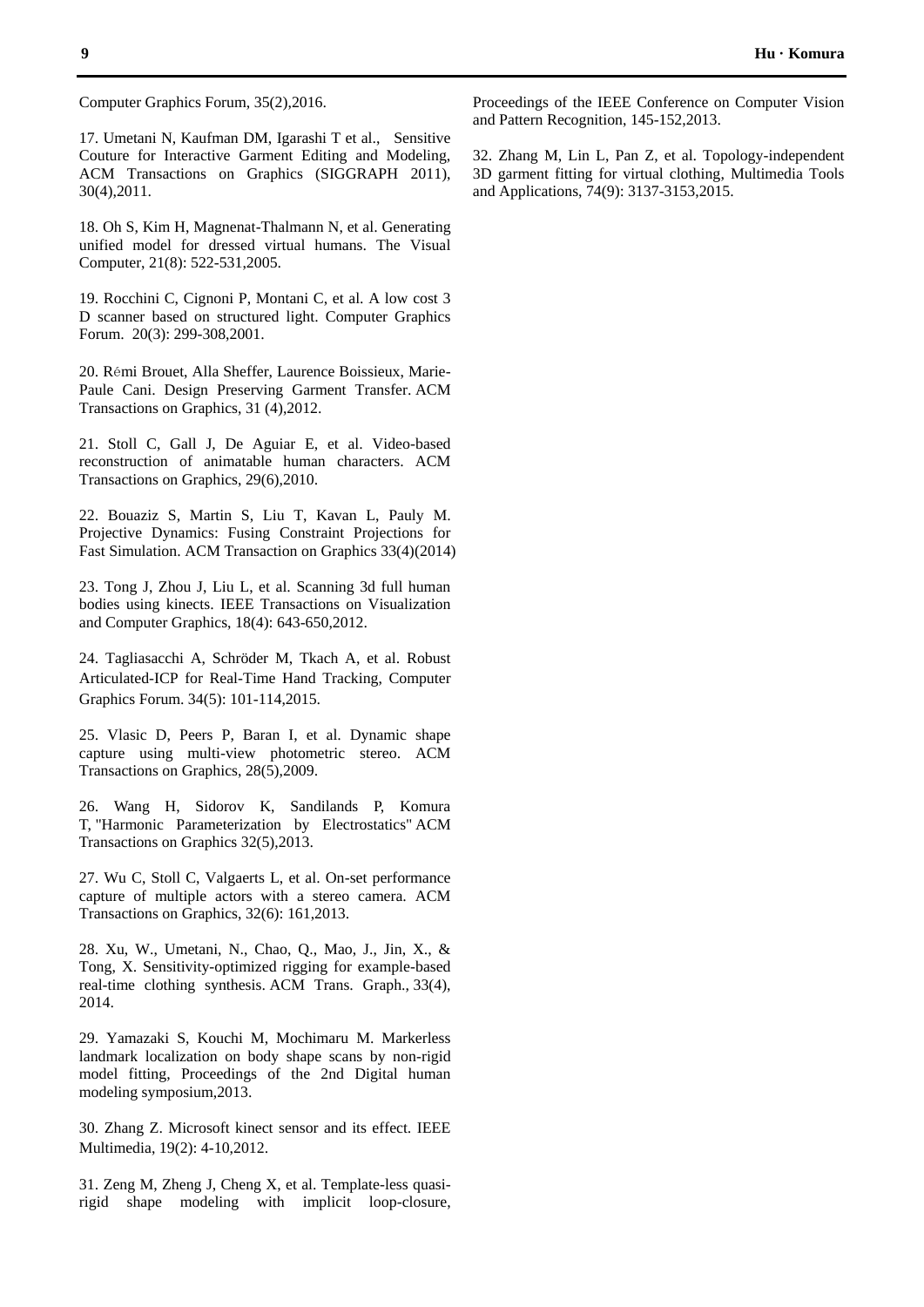Computer Graphics Forum, 35(2),2016.

17. Umetani N, Kaufman DM, Igarashi T et al., Sensitive Couture for Interactive Garment Editing and Modeling, ACM Transactions on Graphics (SIGGRAPH 2011), 30(4),2011.

18. Oh S, Kim H, Magnenat-Thalmann N, et al. Generating unified model for dressed virtual humans. The Visual Computer, 21(8): 522-531,2005.

19. Rocchini C, Cignoni P, Montani C, et al. A low cost 3 D scanner based on structured light. Computer Graphics Forum. 20(3): 299-308,2001.

20. Rémi Brouet, Alla Sheffer, Laurence Boissieux, Marie-Paule Cani. Design Preserving Garment Transfer. ACM Transactions on Graphics, 31 (4),2012.

21. Stoll C, Gall J, De Aguiar E, et al. Video-based reconstruction of animatable human characters. ACM Transactions on Graphics, 29(6),2010.

22. Bouaziz S, Martin S, Liu T, Kavan L, Pauly M. Projective Dynamics: Fusing Constraint Projections for Fast Simulation. ACM Transaction on Graphics 33(4)(2014)

23. Tong J, Zhou J, Liu L, et al. Scanning 3d full human bodies using kinects. IEEE Transactions on Visualization and Computer Graphics, 18(4): 643-650,2012.

24. Tagliasacchi A, Schröder M, Tkach A, et al. Robust Articulated-ICP for Real-Time Hand Tracking, Computer Graphics Forum. 34(5): 101-114,2015.

25. Vlasic D, Peers P, Baran I, et al. Dynamic shape capture using multi-view photometric stereo. ACM Transactions on Graphics, 28(5),2009.

26. Wang H, Sidorov K, Sandilands P, Komura T, "Harmonic Parameterization by Electrostatics" ACM Transactions on Graphics 32(5),2013.

27. Wu C, Stoll C, Valgaerts L, et al. On-set performance capture of multiple actors with a stereo camera. ACM Transactions on Graphics, 32(6): 161,2013.

28. Xu, W., Umetani, N., Chao, Q., Mao, J., Jin, X., & Tong, X. Sensitivity-optimized rigging for example-based real-time clothing synthesis. ACM Trans. Graph., 33(4), 2014.

29. Yamazaki S, Kouchi M, Mochimaru M. Markerless landmark localization on body shape scans by non-rigid model fitting, Proceedings of the 2nd Digital human modeling symposium,2013.

30. Zhang Z. Microsoft kinect sensor and its effect. IEEE Multimedia, 19(2): 4-10,2012.

31. Zeng M, Zheng J, Cheng X, et al. Template-less quasi-rigid shape modeling with implicit loop-closure, Proceedings of the IEEE Conference on Computer Vision and Pattern Recognition, 145-152,2013.

32. Zhang M, Lin L, Pan Z, et al. Topology-independent 3D garment fitting for virtual clothing, Multimedia Tools and Applications, 74(9): 3137-3153,2015.